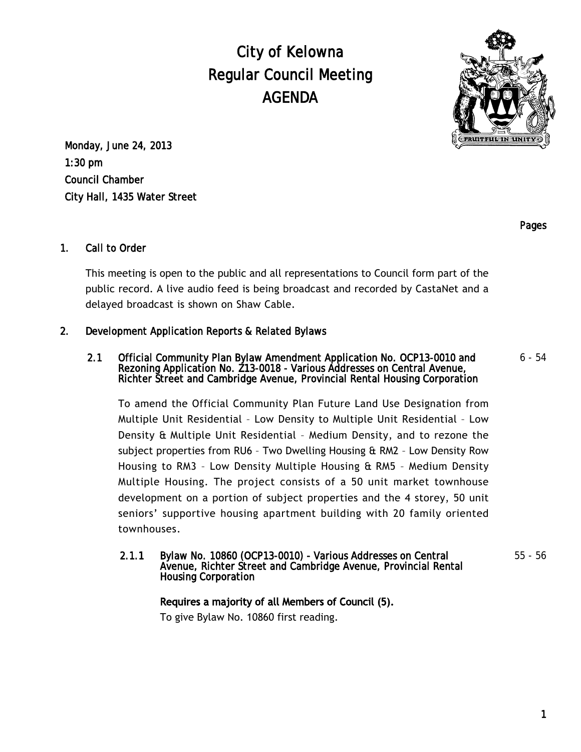# City of Kelowna
# Regular Council Meeting
# AGENDA

**Monday, June 24, 2013**
**1:30 pm**
**Council Chamber**
**City Hall, 1435 Water Street**

**Pages**

## 1. Call to Order

This meeting is open to the public and all representations to Council form part of the public record. A live audio feed is being broadcast and recorded by CastaNet and a delayed broadcast is shown on Shaw Cable.

## 2. Development Application Reports & Related Bylaws

### 2.1 Official Community Plan Bylaw Amendment Application No. OCP13-0010 and Rezoning Application No. Z13-0018 - Various Addresses on Central Avenue, Richter Street and Cambridge Avenue, Provincial Rental Housing Corporation — 6 - 54

To amend the Official Community Plan Future Land Use Designation from Multiple Unit Residential – Low Density to Multiple Unit Residential – Low Density & Multiple Unit Residential – Medium Density, and to rezone the subject properties from RU6 – Two Dwelling Housing & RM2 – Low Density Row Housing to RM3 – Low Density Multiple Housing & RM5 – Medium Density Multiple Housing. The project consists of a 50 unit market townhouse development on a portion of subject properties and the 4 storey, 50 unit seniors' supportive housing apartment building with 20 family oriented townhouses.

#### 2.1.1 Bylaw No. 10860 (OCP13-0010) - Various Addresses on Central Avenue, Richter Street and Cambridge Avenue, Provincial Rental Housing Corporation — 55 - 56

**Requires a majority of all Members of Council (5).**

To give Bylaw No. 10860 first reading.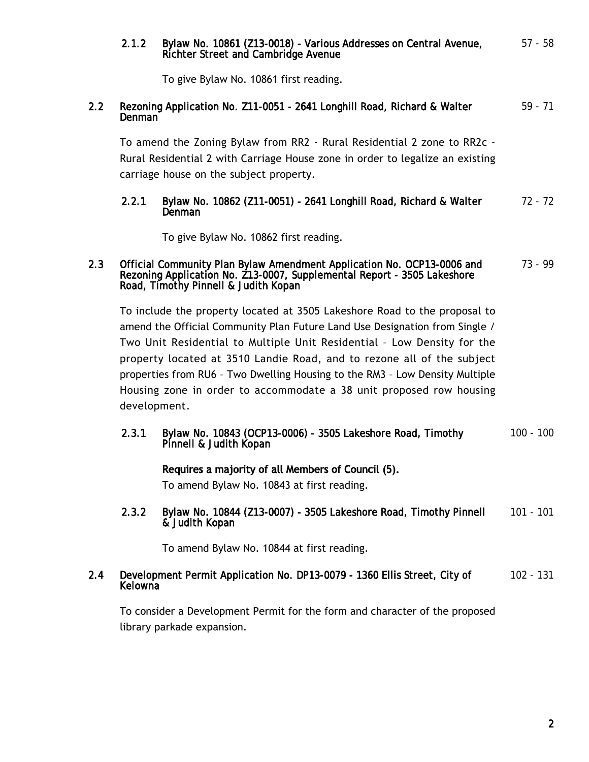### 2.1.2 Bylaw No. 10861 (Z13-0018) - Various Addresses on Central Avenue, Richter Street and Cambridge Avenue — 57 - 58

To give Bylaw No. 10861 first reading.

## 2.2 Rezoning Application No. Z11-0051 - 2641 Longhill Road, Richard & Walter Denman — 59 - 71

To amend the Zoning Bylaw from RR2 - Rural Residential 2 zone to RR2c - Rural Residential 2 with Carriage House zone in order to legalize an existing carriage house on the subject property.

### 2.2.1 Bylaw No. 10862 (Z11-0051) - 2641 Longhill Road, Richard & Walter Denman — 72 - 72

To give Bylaw No. 10862 first reading.

## 2.3 Official Community Plan Bylaw Amendment Application No. OCP13-0006 and Rezoning Application No. Z13-0007, Supplemental Report - 3505 Lakeshore Road, Timothy Pinnell & Judith Kopan — 73 - 99

To include the property located at 3505 Lakeshore Road to the proposal to amend the Official Community Plan Future Land Use Designation from Single / Two Unit Residential to Multiple Unit Residential – Low Density for the property located at 3510 Landie Road, and to rezone all of the subject properties from RU6 – Two Dwelling Housing to the RM3 – Low Density Multiple Housing zone in order to accommodate a 38 unit proposed row housing development.

### 2.3.1 Bylaw No. 10843 (OCP13-0006) - 3505 Lakeshore Road, Timothy Pinnell & Judith Kopan — 100 - 100

**Requires a majority of all Members of Council (5).**

To amend Bylaw No. 10843 at first reading.

### 2.3.2 Bylaw No. 10844 (Z13-0007) - 3505 Lakeshore Road, Timothy Pinnell & Judith Kopan — 101 - 101

To amend Bylaw No. 10844 at first reading.

## 2.4 Development Permit Application No. DP13-0079 - 1360 Ellis Street, City of Kelowna — 102 - 131

To consider a Development Permit for the form and character of the proposed library parkade expansion.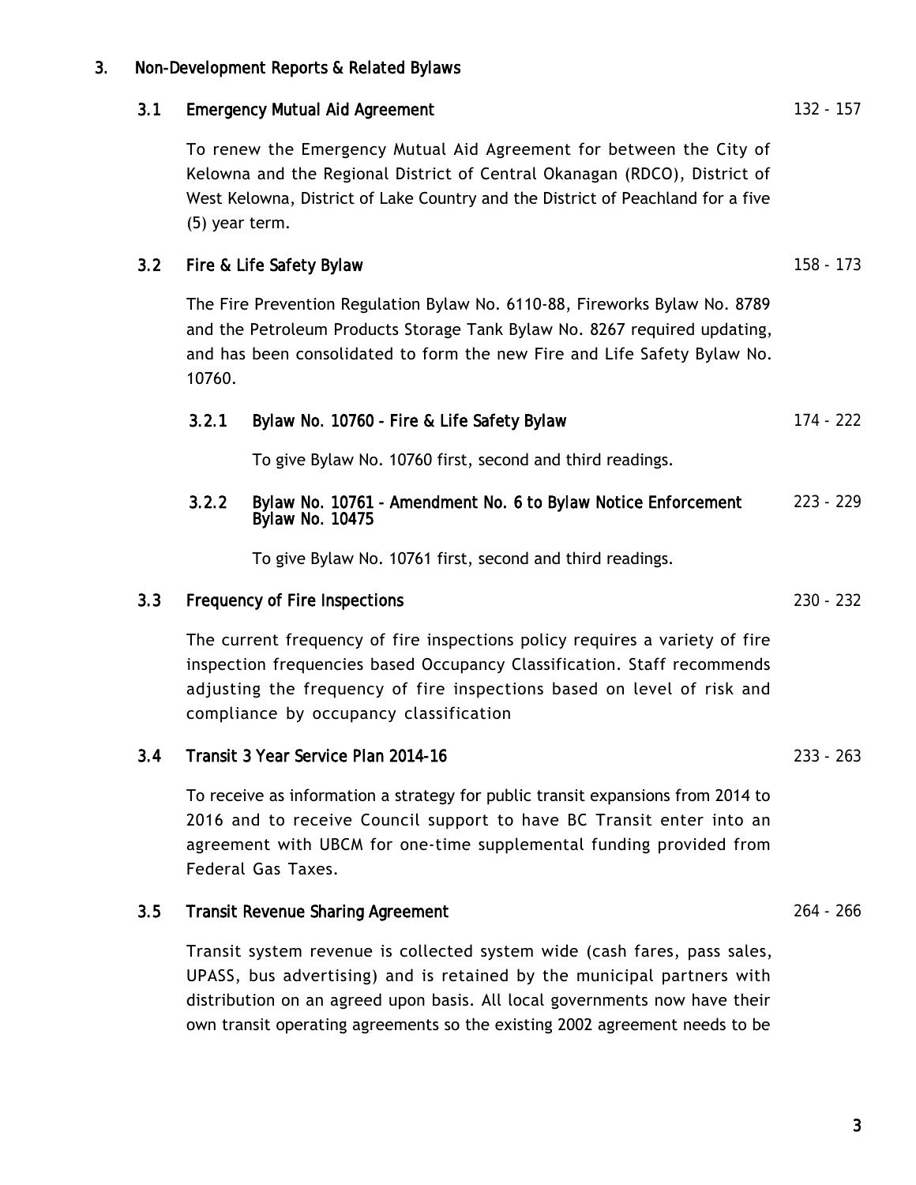## 3. Non-Development Reports & Related Bylaws

### 3.1 Emergency Mutual Aid Agreement — 132 - 157

To renew the Emergency Mutual Aid Agreement for between the City of Kelowna and the Regional District of Central Okanagan (RDCO), District of West Kelowna, District of Lake Country and the District of Peachland for a five (5) year term.

### 3.2 Fire & Life Safety Bylaw — 158 - 173

The Fire Prevention Regulation Bylaw No. 6110-88, Fireworks Bylaw No. 8789 and the Petroleum Products Storage Tank Bylaw No. 8267 required updating, and has been consolidated to form the new Fire and Life Safety Bylaw No. 10760.

#### 3.2.1 Bylaw No. 10760 - Fire & Life Safety Bylaw — 174 - 222

To give Bylaw No. 10760 first, second and third readings.

#### 3.2.2 Bylaw No. 10761 - Amendment No. 6 to Bylaw Notice Enforcement Bylaw No. 10475 — 223 - 229

To give Bylaw No. 10761 first, second and third readings.

### 3.3 Frequency of Fire Inspections — 230 - 232

The current frequency of fire inspections policy requires a variety of fire inspection frequencies based Occupancy Classification. Staff recommends adjusting the frequency of fire inspections based on level of risk and compliance by occupancy classification

### 3.4 Transit 3 Year Service Plan 2014-16 — 233 - 263

To receive as information a strategy for public transit expansions from 2014 to 2016 and to receive Council support to have BC Transit enter into an agreement with UBCM for one-time supplemental funding provided from Federal Gas Taxes.

### 3.5 Transit Revenue Sharing Agreement — 264 - 266

Transit system revenue is collected system wide (cash fares, pass sales, UPASS, bus advertising) and is retained by the municipal partners with distribution on an agreed upon basis. All local governments now have their own transit operating agreements so the existing 2002 agreement needs to be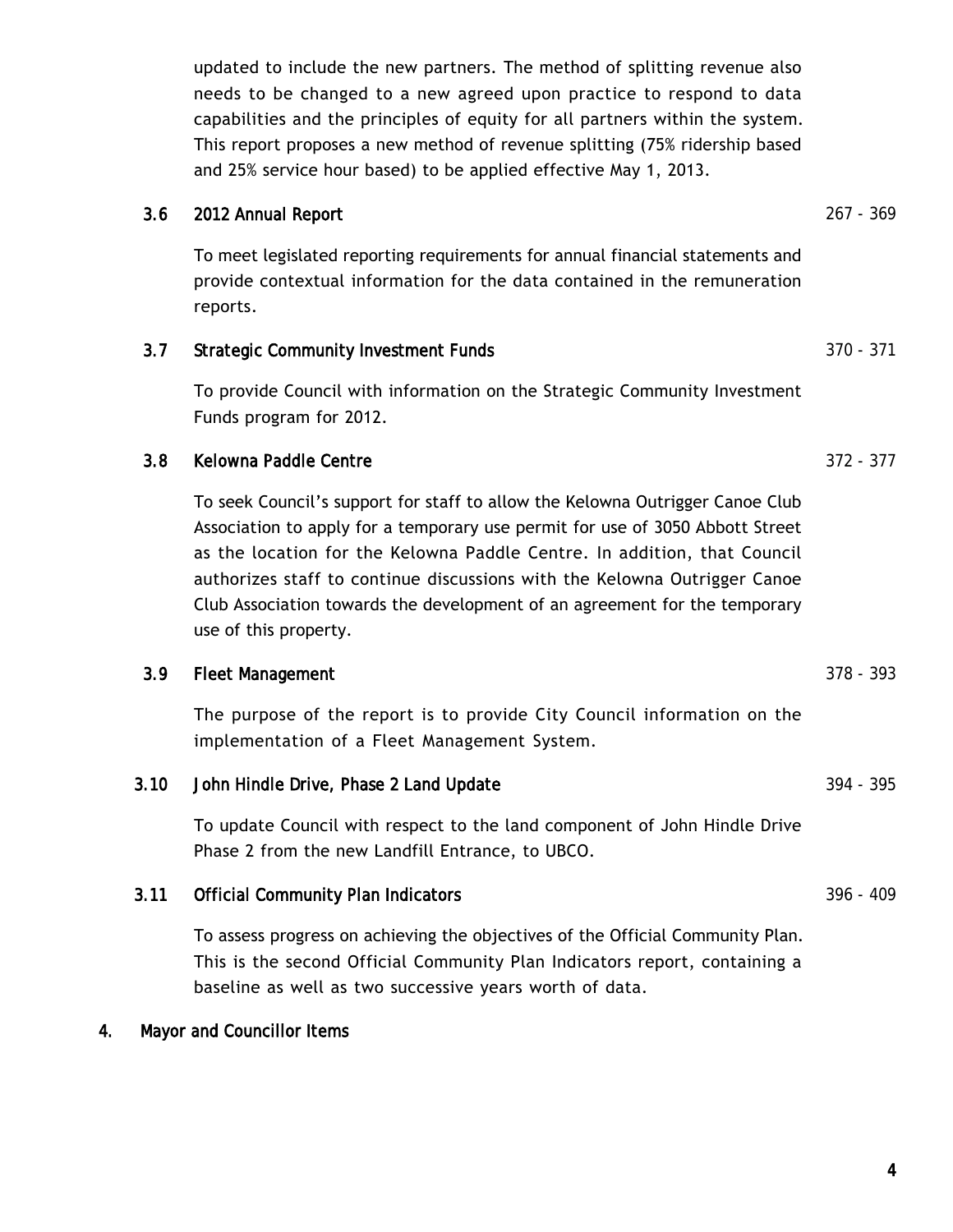updated to include the new partners. The method of splitting revenue also needs to be changed to a new agreed upon practice to respond to data capabilities and the principles of equity for all partners within the system. This report proposes a new method of revenue splitting (75% ridership based and 25% service hour based) to be applied effective May 1, 2013.

**3.6 2012 Annual Report** 267 - 369

To meet legislated reporting requirements for annual financial statements and provide contextual information for the data contained in the remuneration reports.

**3.7 Strategic Community Investment Funds** 370 - 371

To provide Council with information on the Strategic Community Investment Funds program for 2012.

**3.8 Kelowna Paddle Centre** 372 - 377

To seek Council's support for staff to allow the Kelowna Outrigger Canoe Club Association to apply for a temporary use permit for use of 3050 Abbott Street as the location for the Kelowna Paddle Centre. In addition, that Council authorizes staff to continue discussions with the Kelowna Outrigger Canoe Club Association towards the development of an agreement for the temporary use of this property.

**3.9 Fleet Management** 378 - 393

The purpose of the report is to provide City Council information on the implementation of a Fleet Management System.

**3.10 John Hindle Drive, Phase 2 Land Update** 394 - 395

To update Council with respect to the land component of John Hindle Drive Phase 2 from the new Landfill Entrance, to UBCO.

**3.11 Official Community Plan Indicators** 396 - 409

To assess progress on achieving the objectives of the Official Community Plan. This is the second Official Community Plan Indicators report, containing a baseline as well as two successive years worth of data.

## 4. Mayor and Councillor Items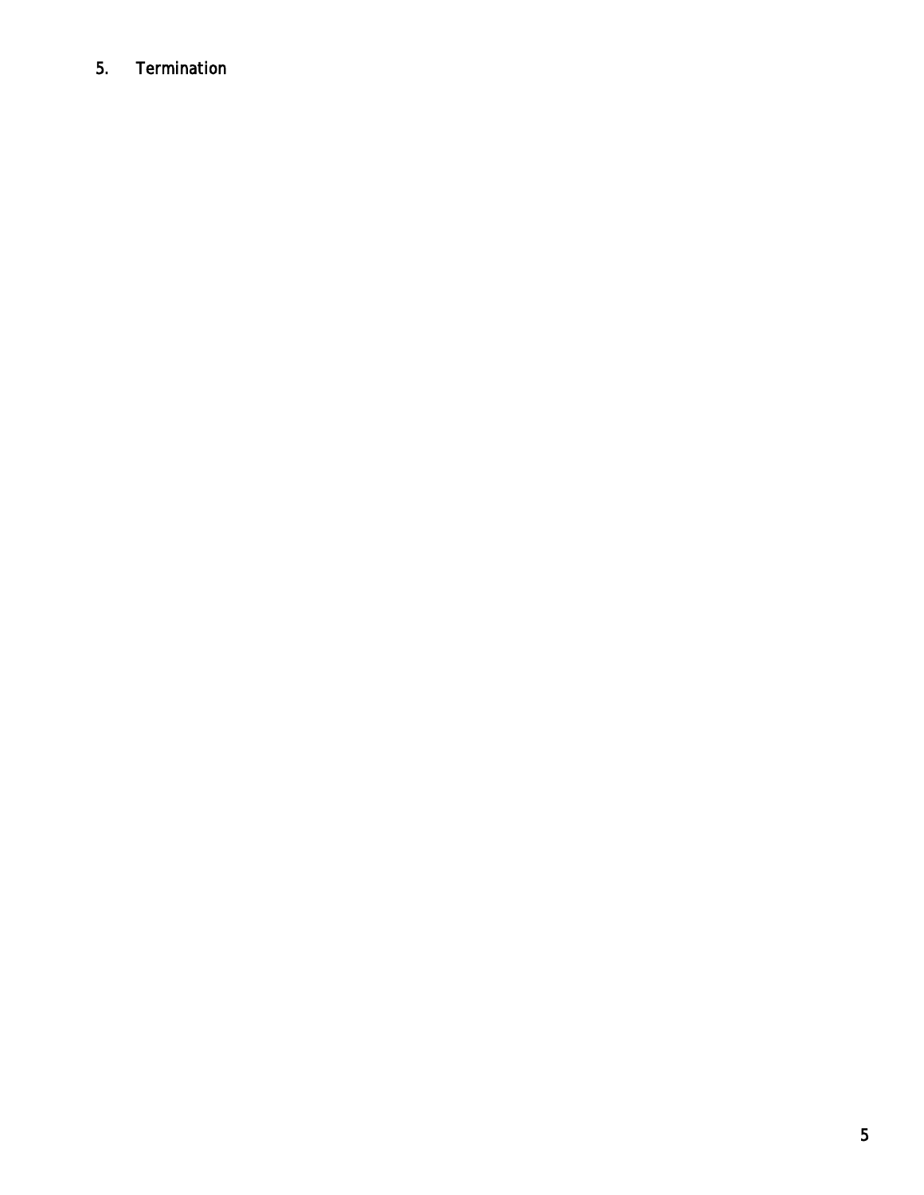## 5. Termination